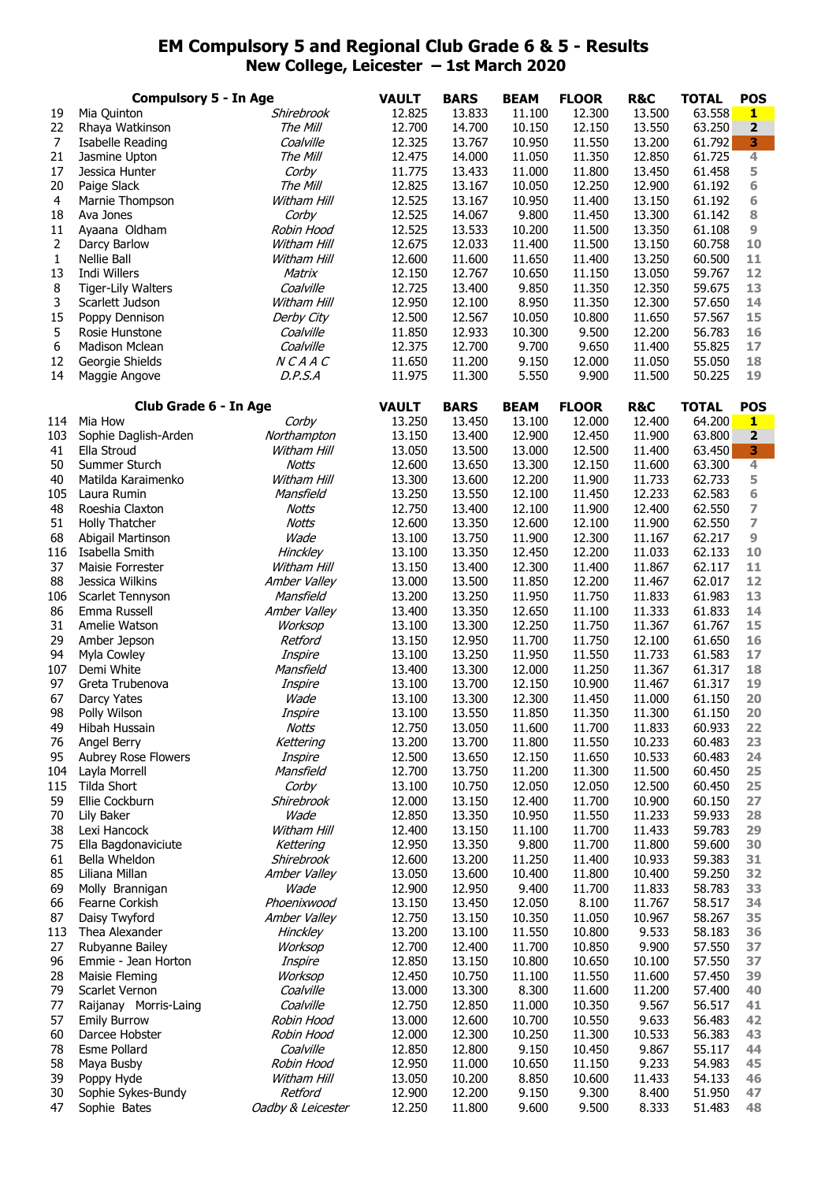# EM Compulsory 5 and Regional Club Grade 6 & 5 - Results

## New College, Leicester – 1st March 2020

| | Compulsory 5 - In Age | | VAULT | BARS | BEAM | FLOOR | R&C | TOTAL | POS |
|---|---|---|---|---|---|---|---|---|---|
| 19 | Mia Quinton | *Shirebrook* | 12.825 | 13.833 | 11.100 | 12.300 | 13.500 | 63.558 | 1 |
| 22 | Rhaya Watkinson | *The Mill* | 12.700 | 14.700 | 10.150 | 12.150 | 13.550 | 63.250 | 2 |
| 7 | Isabelle Reading | *Coalville* | 12.325 | 13.767 | 10.950 | 11.550 | 13.200 | 61.792 | 3 |
| 21 | Jasmine Upton | *The Mill* | 12.475 | 14.000 | 11.050 | 11.350 | 12.850 | 61.725 | 4 |
| 17 | Jessica Hunter | *Corby* | 11.775 | 13.433 | 11.000 | 11.800 | 13.450 | 61.458 | 5 |
| 20 | Paige Slack | *The Mill* | 12.825 | 13.167 | 10.050 | 12.250 | 12.900 | 61.192 | 6 |
| 4 | Marnie Thompson | *Witham Hill* | 12.525 | 13.167 | 10.950 | 11.400 | 13.150 | 61.192 | 6 |
| 18 | Ava Jones | *Corby* | 12.525 | 14.067 | 9.800 | 11.450 | 13.300 | 61.142 | 8 |
| 11 | Ayaana Oldham | *Robin Hood* | 12.525 | 13.533 | 10.200 | 11.500 | 13.350 | 61.108 | 9 |
| 2 | Darcy Barlow | *Witham Hill* | 12.675 | 12.033 | 11.400 | 11.500 | 13.150 | 60.758 | 10 |
| 1 | Nellie Ball | *Witham Hill* | 12.600 | 11.600 | 11.650 | 11.400 | 13.250 | 60.500 | 11 |
| 13 | Indi Willers | *Matrix* | 12.150 | 12.767 | 10.650 | 11.150 | 13.050 | 59.767 | 12 |
| 8 | Tiger-Lily Walters | *Coalville* | 12.725 | 13.400 | 9.850 | 11.350 | 12.350 | 59.675 | 13 |
| 3 | Scarlett Judson | *Witham Hill* | 12.950 | 12.100 | 8.950 | 11.350 | 12.300 | 57.650 | 14 |
| 15 | Poppy Dennison | *Derby City* | 12.500 | 12.567 | 10.050 | 10.800 | 11.650 | 57.567 | 15 |
| 5 | Rosie Hunstone | *Coalville* | 11.850 | 12.933 | 10.300 | 9.500 | 12.200 | 56.783 | 16 |
| 6 | Madison Mclean | *Coalville* | 12.375 | 12.700 | 9.700 | 9.650 | 11.400 | 55.825 | 17 |
| 12 | Georgie Shields | *N C A A C* | 11.650 | 11.200 | 9.150 | 12.000 | 11.050 | 55.050 | 18 |
| 14 | Maggie Angove | *D.P.S.A* | 11.975 | 11.300 | 5.550 | 9.900 | 11.500 | 50.225 | 19 |

| | Club Grade 6 - In Age | | VAULT | BARS | BEAM | FLOOR | R&C | TOTAL | POS |
|---|---|---|---|---|---|---|---|---|---|
| 114 | Mia How | *Corby* | 13.250 | 13.450 | 13.100 | 12.000 | 12.400 | 64.200 | 1 |
| 103 | Sophie Daglish-Arden | *Northampton* | 13.150 | 13.400 | 12.900 | 12.450 | 11.900 | 63.800 | 2 |
| 41 | Ella Stroud | *Witham Hill* | 13.050 | 13.500 | 13.000 | 12.500 | 11.400 | 63.450 | 3 |
| 50 | Summer Sturch | *Notts* | 12.600 | 13.650 | 13.300 | 12.150 | 11.600 | 63.300 | 4 |
| 40 | Matilda Karaimenko | *Witham Hill* | 13.300 | 13.600 | 12.200 | 11.900 | 11.733 | 62.733 | 5 |
| 105 | Laura Rumin | *Mansfield* | 13.250 | 13.550 | 12.100 | 11.450 | 12.233 | 62.583 | 6 |
| 48 | Roeshia Claxton | *Notts* | 12.750 | 13.400 | 12.100 | 11.900 | 12.400 | 62.550 | 7 |
| 51 | Holly Thatcher | *Notts* | 12.600 | 13.350 | 12.600 | 12.100 | 11.900 | 62.550 | 7 |
| 68 | Abigail Martinson | *Wade* | 13.100 | 13.750 | 11.900 | 12.300 | 11.167 | 62.217 | 9 |
| 116 | Isabella Smith | *Hinckley* | 13.100 | 13.350 | 12.450 | 12.200 | 11.033 | 62.133 | 10 |
| 37 | Maisie Forrester | *Witham Hill* | 13.150 | 13.400 | 12.300 | 11.400 | 11.867 | 62.117 | 11 |
| 88 | Jessica Wilkins | *Amber Valley* | 13.000 | 13.500 | 11.850 | 12.200 | 11.467 | 62.017 | 12 |
| 106 | Scarlet Tennyson | *Mansfield* | 13.200 | 13.250 | 11.950 | 11.750 | 11.833 | 61.983 | 13 |
| 86 | Emma Russell | *Amber Valley* | 13.400 | 13.350 | 12.650 | 11.100 | 11.333 | 61.833 | 14 |
| 31 | Amelie Watson | *Worksop* | 13.100 | 13.300 | 12.250 | 11.750 | 11.367 | 61.767 | 15 |
| 29 | Amber Jepson | *Retford* | 13.150 | 12.950 | 11.700 | 11.750 | 12.100 | 61.650 | 16 |
| 94 | Myla Cowley | *Inspire* | 13.100 | 13.250 | 11.950 | 11.550 | 11.733 | 61.583 | 17 |
| 107 | Demi White | *Mansfield* | 13.400 | 13.300 | 12.000 | 11.250 | 11.367 | 61.317 | 18 |
| 97 | Greta Trubenova | *Inspire* | 13.100 | 13.700 | 12.150 | 10.900 | 11.467 | 61.317 | 19 |
| 67 | Darcy Yates | *Wade* | 13.100 | 13.300 | 12.300 | 11.450 | 11.000 | 61.150 | 20 |
| 98 | Polly Wilson | *Inspire* | 13.100 | 13.550 | 11.850 | 11.350 | 11.300 | 61.150 | 20 |
| 49 | Hibah Hussain | *Notts* | 12.750 | 13.050 | 11.600 | 11.700 | 11.833 | 60.933 | 22 |
| 76 | Angel Berry | *Kettering* | 13.200 | 13.700 | 11.800 | 11.550 | 10.233 | 60.483 | 23 |
| 95 | Aubrey Rose Flowers | *Inspire* | 12.500 | 13.650 | 12.150 | 11.650 | 10.533 | 60.483 | 24 |
| 104 | Layla Morrell | *Mansfield* | 12.700 | 13.750 | 11.200 | 11.300 | 11.500 | 60.450 | 25 |
| 115 | Tilda Short | *Corby* | 13.100 | 10.750 | 12.050 | 12.050 | 12.500 | 60.450 | 25 |
| 59 | Ellie Cockburn | *Shirebrook* | 12.000 | 13.150 | 12.400 | 11.700 | 10.900 | 60.150 | 27 |
| 70 | Lily Baker | *Wade* | 12.850 | 13.350 | 10.950 | 11.550 | 11.233 | 59.933 | 28 |
| 38 | Lexi Hancock | *Witham Hill* | 12.400 | 13.150 | 11.100 | 11.700 | 11.433 | 59.783 | 29 |
| 75 | Ella Bagdonaviciute | *Kettering* | 12.950 | 13.350 | 9.800 | 11.700 | 11.800 | 59.600 | 30 |
| 61 | Bella Wheldon | *Shirebrook* | 12.600 | 13.200 | 11.250 | 11.400 | 10.933 | 59.383 | 31 |
| 85 | Liliana Millan | *Amber Valley* | 13.050 | 13.600 | 10.400 | 11.800 | 10.400 | 59.250 | 32 |
| 69 | Molly Brannigan | *Wade* | 12.900 | 12.950 | 9.400 | 11.700 | 11.833 | 58.783 | 33 |
| 66 | Fearne Corkish | *Phoenixwood* | 13.150 | 13.450 | 12.050 | 8.100 | 11.767 | 58.517 | 34 |
| 87 | Daisy Twyford | *Amber Valley* | 12.750 | 13.150 | 10.350 | 11.050 | 10.967 | 58.267 | 35 |
| 113 | Thea Alexander | *Hinckley* | 13.200 | 13.100 | 11.550 | 10.800 | 9.533 | 58.183 | 36 |
| 27 | Rubyanne Bailey | *Worksop* | 12.700 | 12.400 | 11.700 | 10.850 | 9.900 | 57.550 | 37 |
| 96 | Emmie - Jean Horton | *Inspire* | 12.850 | 13.150 | 10.800 | 10.650 | 10.100 | 57.550 | 37 |
| 28 | Maisie Fleming | *Worksop* | 12.450 | 10.750 | 11.100 | 11.550 | 11.600 | 57.450 | 39 |
| 79 | Scarlet Vernon | *Coalville* | 13.000 | 13.300 | 8.300 | 11.600 | 11.200 | 57.400 | 40 |
| 77 | Raijanay Morris-Laing | *Coalville* | 12.750 | 12.850 | 11.000 | 10.350 | 9.567 | 56.517 | 41 |
| 57 | Emily Burrow | *Robin Hood* | 13.000 | 12.600 | 10.700 | 10.550 | 9.633 | 56.483 | 42 |
| 60 | Darcee Hobster | *Robin Hood* | 12.000 | 12.300 | 10.250 | 11.300 | 10.533 | 56.383 | 43 |
| 78 | Esme Pollard | *Coalville* | 12.850 | 12.800 | 9.150 | 10.450 | 9.867 | 55.117 | 44 |
| 58 | Maya Busby | *Robin Hood* | 12.950 | 11.000 | 10.650 | 11.150 | 9.233 | 54.983 | 45 |
| 39 | Poppy Hyde | *Witham Hill* | 13.050 | 10.200 | 8.850 | 10.600 | 11.433 | 54.133 | 46 |
| 30 | Sophie Sykes-Bundy | *Retford* | 12.900 | 12.200 | 9.150 | 9.300 | 8.400 | 51.950 | 47 |
| 47 | Sophie Bates | *Oadby & Leicester* | 12.250 | 11.800 | 9.600 | 9.500 | 8.333 | 51.483 | 48 |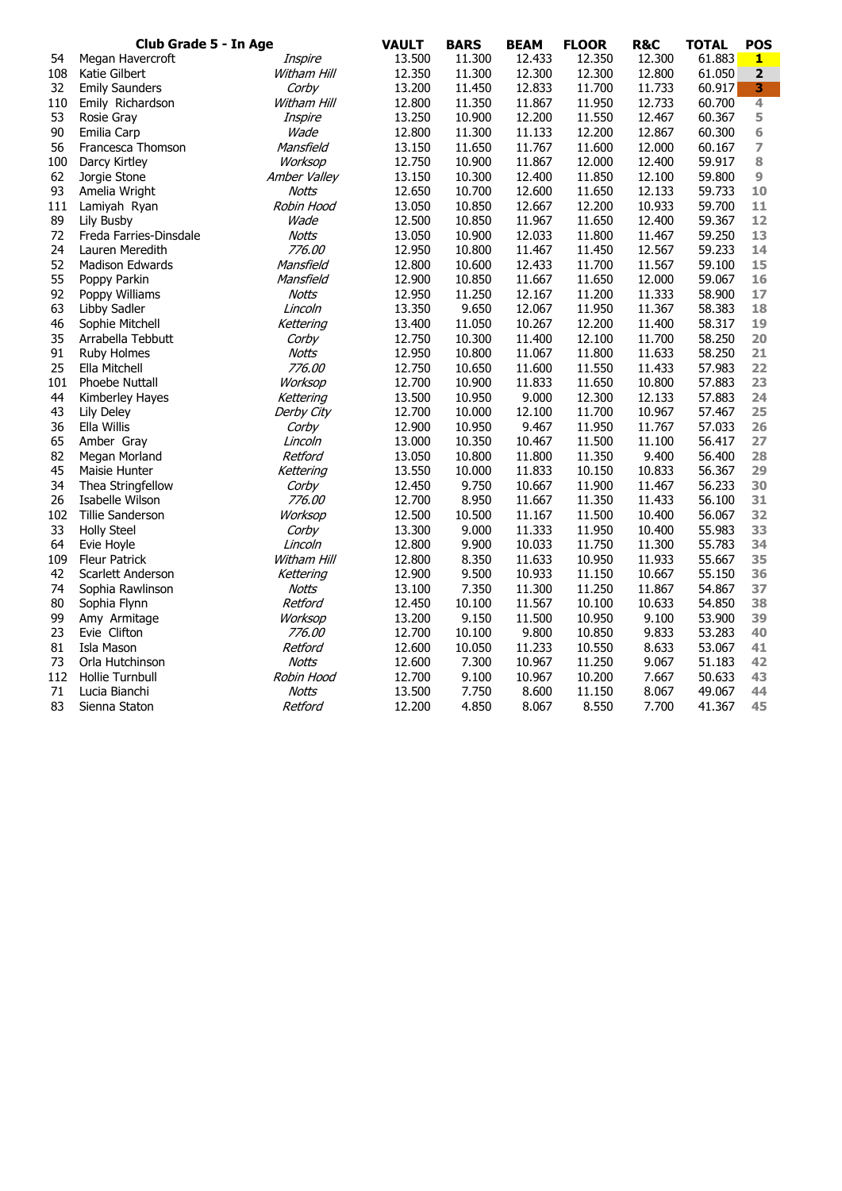| | Club Grade 5 - In Age | | VAULT | BARS | BEAM | FLOOR | R&C | TOTAL | POS |
|---|---|---|---|---|---|---|---|---|---|
| 54 | Megan Havercroft | *Inspire* | 13.500 | 11.300 | 12.433 | 12.350 | 12.300 | 61.883 | **1** |
| 108 | Katie Gilbert | *Witham Hill* | 12.350 | 11.300 | 12.300 | 12.300 | 12.800 | 61.050 | **2** |
| 32 | Emily Saunders | *Corby* | 13.200 | 11.450 | 12.833 | 11.700 | 11.733 | 60.917 | **3** |
| 110 | Emily Richardson | *Witham Hill* | 12.800 | 11.350 | 11.867 | 11.950 | 12.733 | 60.700 | 4 |
| 53 | Rosie Gray | *Inspire* | 13.250 | 10.900 | 12.200 | 11.550 | 12.467 | 60.367 | 5 |
| 90 | Emilia Carp | *Wade* | 12.800 | 11.300 | 11.133 | 12.200 | 12.867 | 60.300 | 6 |
| 56 | Francesca Thomson | *Mansfield* | 13.150 | 11.650 | 11.767 | 11.600 | 12.000 | 60.167 | 7 |
| 100 | Darcy Kirtley | *Worksop* | 12.750 | 10.900 | 11.867 | 12.000 | 12.400 | 59.917 | 8 |
| 62 | Jorgie Stone | *Amber Valley* | 13.150 | 10.300 | 12.400 | 11.850 | 12.100 | 59.800 | 9 |
| 93 | Amelia Wright | *Notts* | 12.650 | 10.700 | 12.600 | 11.650 | 12.133 | 59.733 | 10 |
| 111 | Lamiyah Ryan | *Robin Hood* | 13.050 | 10.850 | 12.667 | 12.200 | 10.933 | 59.700 | 11 |
| 89 | Lily Busby | *Wade* | 12.500 | 10.850 | 11.967 | 11.650 | 12.400 | 59.367 | 12 |
| 72 | Freda Farries-Dinsdale | *Notts* | 13.050 | 10.900 | 12.033 | 11.800 | 11.467 | 59.250 | 13 |
| 24 | Lauren Meredith | *776.00* | 12.950 | 10.800 | 11.467 | 11.450 | 12.567 | 59.233 | 14 |
| 52 | Madison Edwards | *Mansfield* | 12.800 | 10.600 | 12.433 | 11.700 | 11.567 | 59.100 | 15 |
| 55 | Poppy Parkin | *Mansfield* | 12.900 | 10.850 | 11.667 | 11.650 | 12.000 | 59.067 | 16 |
| 92 | Poppy Williams | *Notts* | 12.950 | 11.250 | 12.167 | 11.200 | 11.333 | 58.900 | 17 |
| 63 | Libby Sadler | *Lincoln* | 13.350 | 9.650 | 12.067 | 11.950 | 11.367 | 58.383 | 18 |
| 46 | Sophie Mitchell | *Kettering* | 13.400 | 11.050 | 10.267 | 12.200 | 11.400 | 58.317 | 19 |
| 35 | Arrabella Tebbutt | *Corby* | 12.750 | 10.300 | 11.400 | 12.100 | 11.700 | 58.250 | 20 |
| 91 | Ruby Holmes | *Notts* | 12.950 | 10.800 | 11.067 | 11.800 | 11.633 | 58.250 | 21 |
| 25 | Ella Mitchell | *776.00* | 12.750 | 10.650 | 11.600 | 11.550 | 11.433 | 57.983 | 22 |
| 101 | Phoebe Nuttall | *Worksop* | 12.700 | 10.900 | 11.833 | 11.650 | 10.800 | 57.883 | 23 |
| 44 | Kimberley Hayes | *Kettering* | 13.500 | 10.950 | 9.000 | 12.300 | 12.133 | 57.883 | 24 |
| 43 | Lily Deley | *Derby City* | 12.700 | 10.000 | 12.100 | 11.700 | 10.967 | 57.467 | 25 |
| 36 | Ella Willis | *Corby* | 12.900 | 10.950 | 9.467 | 11.950 | 11.767 | 57.033 | 26 |
| 65 | Amber Gray | *Lincoln* | 13.000 | 10.350 | 10.467 | 11.500 | 11.100 | 56.417 | 27 |
| 82 | Megan Morland | *Retford* | 13.050 | 10.800 | 11.800 | 11.350 | 9.400 | 56.400 | 28 |
| 45 | Maisie Hunter | *Kettering* | 13.550 | 10.000 | 11.833 | 10.150 | 10.833 | 56.367 | 29 |
| 34 | Thea Stringfellow | *Corby* | 12.450 | 9.750 | 10.667 | 11.900 | 11.467 | 56.233 | 30 |
| 26 | Isabelle Wilson | *776.00* | 12.700 | 8.950 | 11.667 | 11.350 | 11.433 | 56.100 | 31 |
| 102 | Tillie Sanderson | *Worksop* | 12.500 | 10.500 | 11.167 | 11.500 | 10.400 | 56.067 | 32 |
| 33 | Holly Steel | *Corby* | 13.300 | 9.000 | 11.333 | 11.950 | 10.400 | 55.983 | 33 |
| 64 | Evie Hoyle | *Lincoln* | 12.800 | 9.900 | 10.033 | 11.750 | 11.300 | 55.783 | 34 |
| 109 | Fleur Patrick | *Witham Hill* | 12.800 | 8.350 | 11.633 | 10.950 | 11.933 | 55.667 | 35 |
| 42 | Scarlett Anderson | *Kettering* | 12.900 | 9.500 | 10.933 | 11.150 | 10.667 | 55.150 | 36 |
| 74 | Sophia Rawlinson | *Notts* | 13.100 | 7.350 | 11.300 | 11.250 | 11.867 | 54.867 | 37 |
| 80 | Sophia Flynn | *Retford* | 12.450 | 10.100 | 11.567 | 10.100 | 10.633 | 54.850 | 38 |
| 99 | Amy Armitage | *Worksop* | 13.200 | 9.150 | 11.500 | 10.950 | 9.100 | 53.900 | 39 |
| 23 | Evie Clifton | *776.00* | 12.700 | 10.100 | 9.800 | 10.850 | 9.833 | 53.283 | 40 |
| 81 | Isla Mason | *Retford* | 12.600 | 10.050 | 11.233 | 10.550 | 8.633 | 53.067 | 41 |
| 73 | Orla Hutchinson | *Notts* | 12.600 | 7.300 | 10.967 | 11.250 | 9.067 | 51.183 | 42 |
| 112 | Hollie Turnbull | *Robin Hood* | 12.700 | 9.100 | 10.967 | 10.200 | 7.667 | 50.633 | 43 |
| 71 | Lucia Bianchi | *Notts* | 13.500 | 7.750 | 8.600 | 11.150 | 8.067 | 49.067 | 44 |
| 83 | Sienna Staton | *Retford* | 12.200 | 4.850 | 8.067 | 8.550 | 7.700 | 41.367 | 45 |